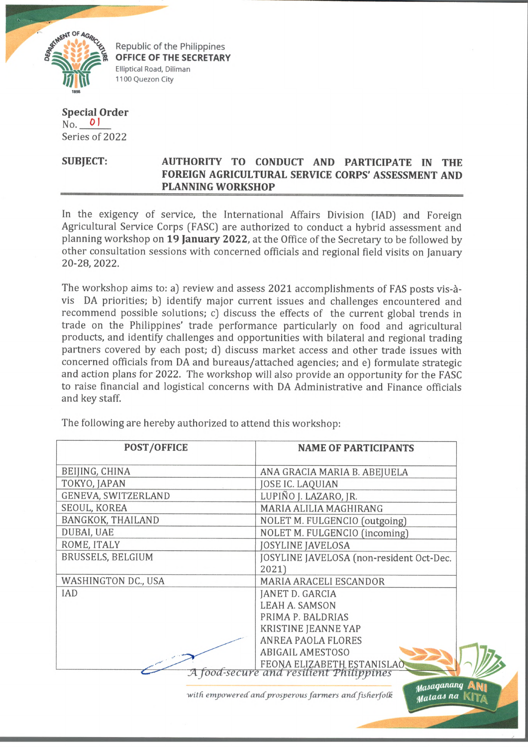Republic of the Philippines
**OFFICE OF THE SECRETARY**
Elliptical Road, Diliman
1100 Quezon City

**Special Order**
No. 01
Series of 2022

**SUBJECT:** **AUTHORITY TO CONDUCT AND PARTICIPATE IN THE FOREIGN AGRICULTURAL SERVICE CORPS' ASSESSMENT AND PLANNING WORKSHOP**

In the exigency of service, the International Affairs Division (IAD) and Foreign Agricultural Service Corps (FASC) are authorized to conduct a hybrid assessment and planning workshop on **19 January 2022**, at the Office of the Secretary to be followed by other consultation sessions with concerned officials and regional field visits on January 20-28, 2022.

The workshop aims to: a) review and assess 2021 accomplishments of FAS posts vis-à-vis DA priorities; b) identify major current issues and challenges encountered and recommend possible solutions; c) discuss the effects of the current global trends in trade on the Philippines' trade performance particularly on food and agricultural products, and identify challenges and opportunities with bilateral and regional trading partners covered by each post; d) discuss market access and other trade issues with concerned officials from DA and bureaus/attached agencies; and e) formulate strategic and action plans for 2022. The workshop will also provide an opportunity for the FASC to raise financial and logistical concerns with DA Administrative and Finance officials and key staff.

The following are hereby authorized to attend this workshop:

| POST/OFFICE | NAME OF PARTICIPANTS |
|---|---|
| BEIJING, CHINA | ANA GRACIA MARIA B. ABEJUELA |
| TOKYO, JAPAN | JOSE IC. LAQUIAN |
| GENEVA, SWITZERLAND | LUPIÑO J. LAZARO, JR. |
| SEOUL, KOREA | MARIA ALILIA MAGHIRANG |
| BANGKOK, THAILAND | NOLET M. FULGENCIO (outgoing) |
| DUBAI, UAE | NOLET M. FULGENCIO (incoming) |
| ROME, ITALY | JOSYLINE JAVELOSA |
| BRUSSELS, BELGIUM | JOSYLINE JAVELOSA (non-resident Oct-Dec. 2021) |
| WASHINGTON DC., USA | MARIA ARACELI ESCANDOR |
| IAD | JANET D. GARCIA<br>LEAH A. SAMSON<br>PRIMA P. BALDRIAS<br>KRISTINE JEANNE YAP<br>ANREA PAOLA FLORES<br>ABIGAIL AMESTOSO<br>FEONA ELIZABETH ESTANISLAO |

*A food-secure and resilient Philippines*

*with empowered and prosperous farmers and fisherfolk*

Masaganang ANI Mataas na KITA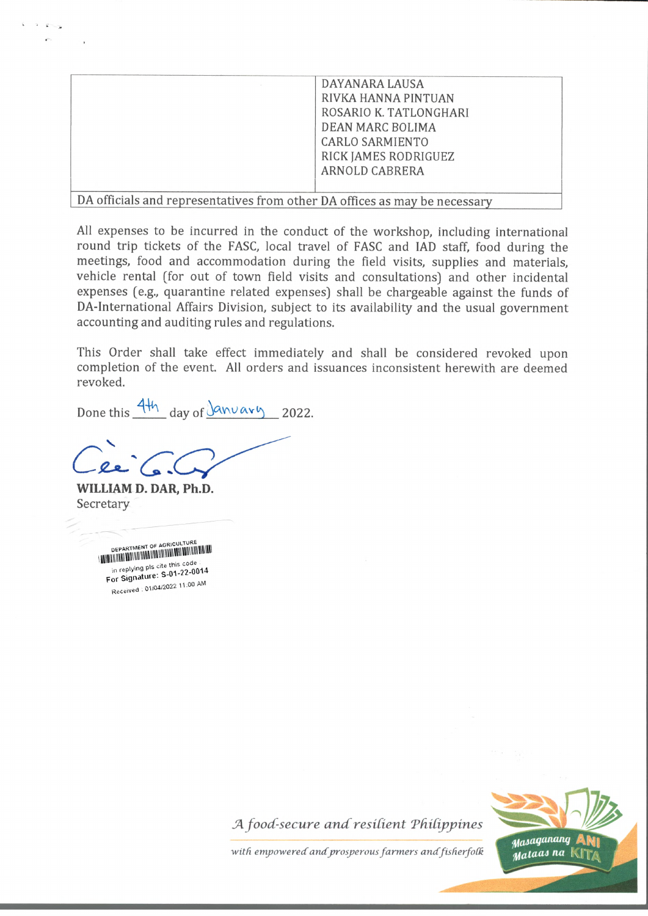| | |
|---|---|
| | DAYANARA LAUSA<br>RIVKA HANNA PINTUAN<br>ROSARIO K. TATLONGHARI<br>DEAN MARC BOLIMA<br>CARLO SARMIENTO<br>RICK JAMES RODRIGUEZ<br>ARNOLD CABRERA |
| DA officials and representatives from other DA offices as may be necessary | |

All expenses to be incurred in the conduct of the workshop, including international round trip tickets of the FASC, local travel of FASC and IAD staff, food during the meetings, food and accommodation during the field visits, supplies and materials, vehicle rental (for out of town field visits and consultations) and other incidental expenses (e.g., quarantine related expenses) shall be chargeable against the funds of DA-International Affairs Division, subject to its availability and the usual government accounting and auditing rules and regulations.

This Order shall take effect immediately and shall be considered revoked upon completion of the event. All orders and issuances inconsistent herewith are deemed revoked.

Done this 4th day of January 2022.

**WILLIAM D. DAR, Ph.D.**
Secretary

DEPARTMENT OF AGRICULTURE
in replying pls cite this code :
For Signature: S-01-22-0014
Received : 01/04/2022 11:00 AM

*A food-secure and resilient Philippines with empowered and prosperous farmers and fisherfolk*

Masaganang ANI Mataas na KITA